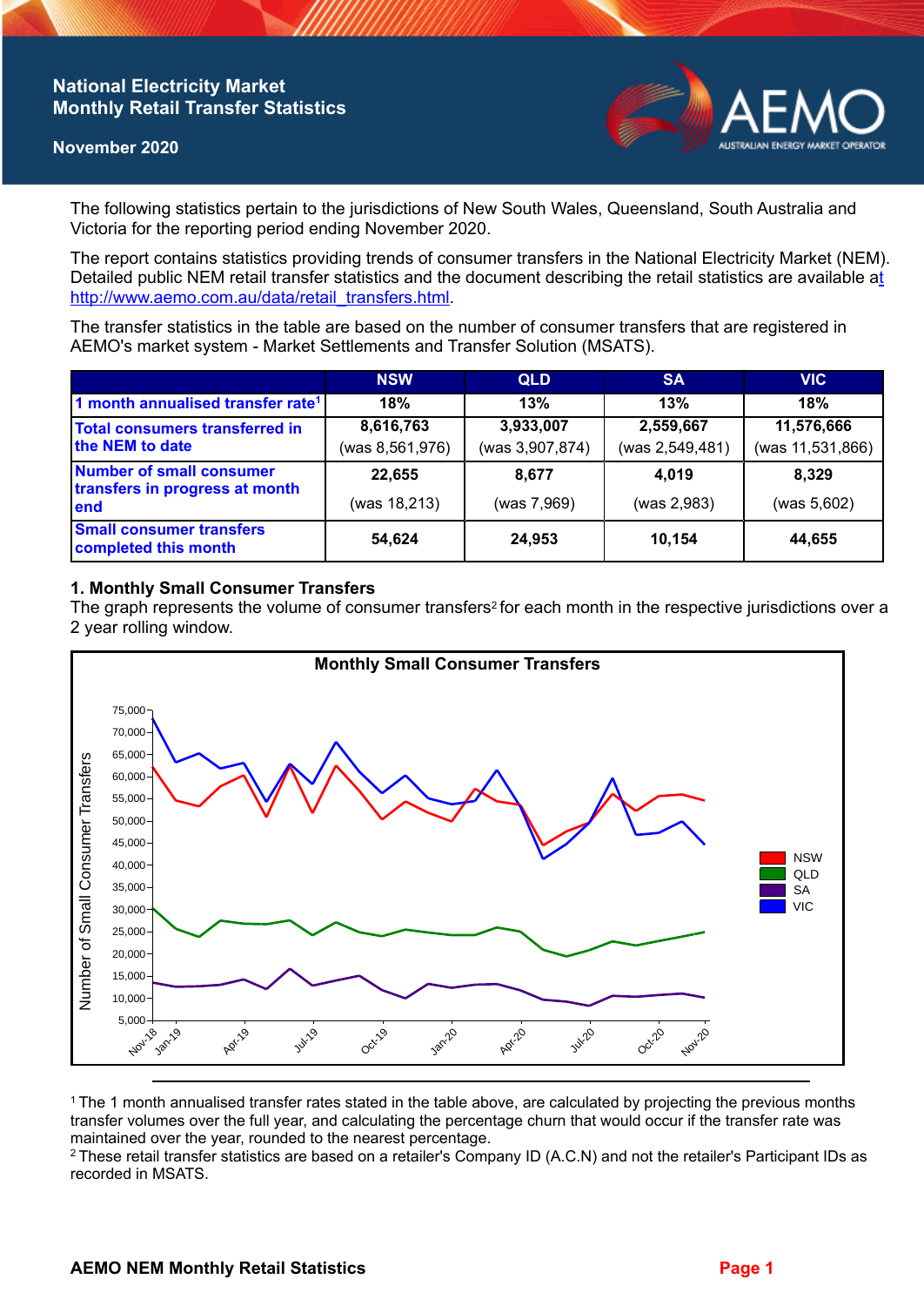# National Electricity Market Monthly Retail Transfer Statistics

**November 2020**

The following statistics pertain to the jurisdictions of New South Wales, Queensland, South Australia and Victoria for the reporting period ending November 2020.

The report contains statistics providing trends of consumer transfers in the National Electricity Market (NEM). Detailed public NEM retail transfer statistics and the document describing the retail statistics are available at http://www.aemo.com.au/data/retail_transfers.html.

The transfer statistics in the table are based on the number of consumer transfers that are registered in AEMO's market system - Market Settlements and Transfer Solution (MSATS).

| | NSW | QLD | SA | VIC |
|---|---|---|---|---|
| 1 month annualised transfer rate[1] | 18% | 13% | 13% | 18% |
| Total consumers transferred in the NEM to date | 8,616,763 (was 8,561,976) | 3,933,007 (was 3,907,874) | 2,559,667 (was 2,549,481) | 11,576,666 (was 11,531,866) |
| Number of small consumer transfers in progress at month end | 22,655 (was 18,213) | 8,677 (was 7,969) | 4,019 (was 2,983) | 8,329 (was 5,602) |
| Small consumer transfers completed this month | 54,624 | 24,953 | 10,154 | 44,655 |

## 1. Monthly Small Consumer Transfers

The graph represents the volume of consumer transfers[2] for each month in the respective jurisdictions over a 2 year rolling window.

[1] The 1 month annualised transfer rates stated in the table above, are calculated by projecting the previous months transfer volumes over the full year, and calculating the percentage churn that would occur if the transfer rate was maintained over the year, rounded to the nearest percentage.

[2] These retail transfer statistics are based on a retailer's Company ID (A.C.N) and not the retailer's Participant IDs as recorded in MSATS.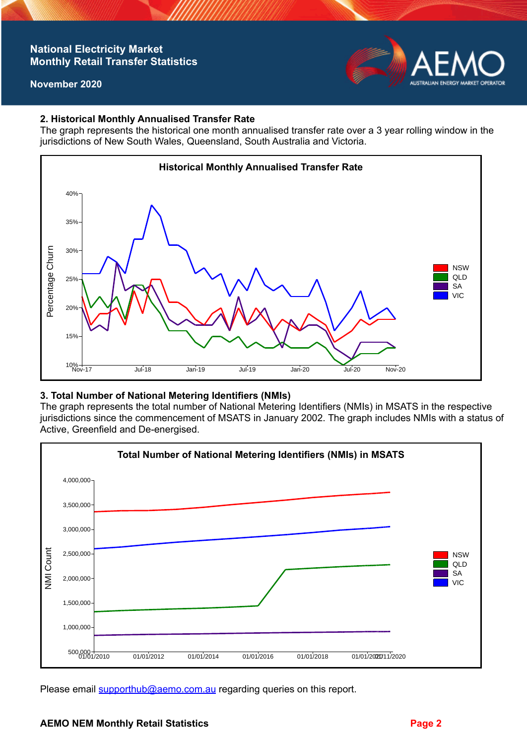## 2. Historical Monthly Annualised Transfer Rate

The graph represents the historical one month annualised transfer rate over a 3 year rolling window in the jurisdictions of New South Wales, Queensland, South Australia and Victoria.

Historical Monthly Annualised Transfer Rate

Percentage Churn

40%
35%
30%
25%
20%
15%
10%

Nov-17
Jul-18
Jan-19
Jul-19
Jan-20
Jul-20
Nov-20

NSW
QLD
SA
VIC

## 3. Total Number of National Metering Identifiers (NMIs)

The graph represents the total number of National Metering Identifiers (NMIs) in MSATS in the respective jurisdictions since the commencement of MSATS in January 2002. The graph includes NMIs with a status of Active, Greenfield and De-energised.

Total Number of National Metering Identifiers (NMIs) in MSATS

NMI Count

4,000,000
3,500,000
3,000,000
2,500,000
2,000,000
1,500,000
1,000,000
500,000

01/01/2010
01/01/2012
01/01/2014
01/01/2016
01/01/2018
01/01/2020
01/11/2020

NSW
QLD
SA
VIC

Please email supporthub@aemo.com.au regarding queries on this report.